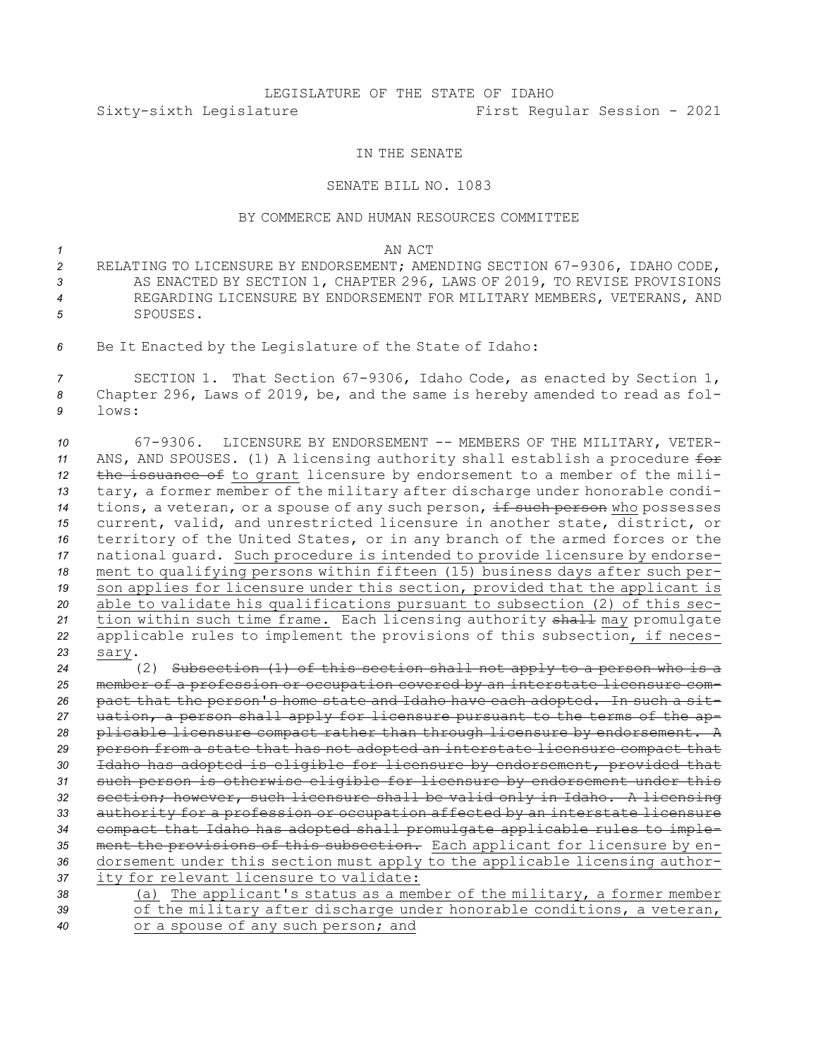LEGISLATURE OF THE STATE OF IDAHO

Sixty-sixth Legislature First Regular Session - 2021

IN THE SENATE

SENATE BILL NO. 1083

BY COMMERCE AND HUMAN RESOURCES COMMITTEE

AN ACT

RELATING TO LICENSURE BY ENDORSEMENT; AMENDING SECTION 67-9306, IDAHO CODE, AS ENACTED BY SECTION 1, CHAPTER 296, LAWS OF 2019, TO REVISE PROVISIONS REGARDING LICENSURE BY ENDORSEMENT FOR MILITARY MEMBERS, VETERANS, AND SPOUSES.

Be It Enacted by the Legislature of the State of Idaho:

SECTION 1. That Section 67-9306, Idaho Code, as enacted by Section 1, Chapter 296, Laws of 2019, be, and the same is hereby amended to read as follows:

67-9306. LICENSURE BY ENDORSEMENT -- MEMBERS OF THE MILITARY, VETERANS, AND SPOUSES. (1) A licensing authority shall establish a procedure ~~for the issuance of~~ to grant licensure by endorsement to a member of the military, a former member of the military after discharge under honorable conditions, a veteran, or a spouse of any such person, ~~if such person~~ who possesses current, valid, and unrestricted licensure in another state, district, or territory of the United States, or in any branch of the armed forces or the national guard. Such procedure is intended to provide licensure by endorsement to qualifying persons within fifteen (15) business days after such person applies for licensure under this section, provided that the applicant is able to validate his qualifications pursuant to subsection (2) of this section within such time frame. Each licensing authority ~~shall~~ may promulgate applicable rules to implement the provisions of this subsection, if necessary.

(2) ~~Subsection (1) of this section shall not apply to a person who is a member of a profession or occupation covered by an interstate licensure compact that the person's home state and Idaho have each adopted. In such a situation, a person shall apply for licensure pursuant to the terms of the applicable licensure compact rather than through licensure by endorsement. A person from a state that has not adopted an interstate licensure compact that Idaho has adopted is eligible for licensure by endorsement, provided that such person is otherwise eligible for licensure by endorsement under this section; however, such licensure shall be valid only in Idaho. A licensing authority for a profession or occupation affected by an interstate licensure compact that Idaho has adopted shall promulgate applicable rules to implement the provisions of this subsection.~~ Each applicant for licensure by endorsement under this section must apply to the applicable licensing authority for relevant licensure to validate:

(a) The applicant's status as a member of the military, a former member of the military after discharge under honorable conditions, a veteran, or a spouse of any such person; and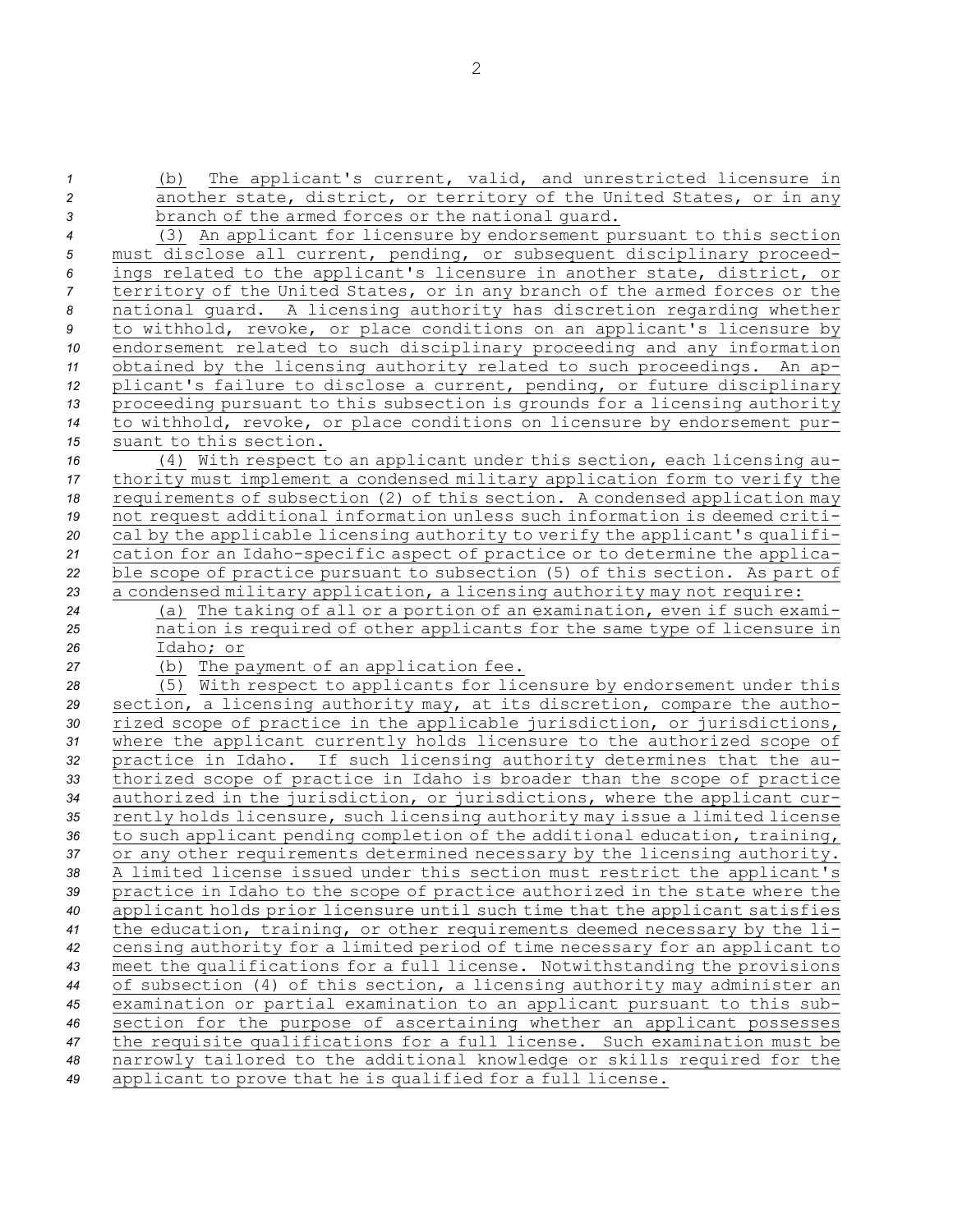(b) The applicant's current, valid, and unrestricted licensure in another state, district, or territory of the United States, or in any branch of the armed forces or the national guard.

(3) An applicant for licensure by endorsement pursuant to this section must disclose all current, pending, or subsequent disciplinary proceedings related to the applicant's licensure in another state, district, or territory of the United States, or in any branch of the armed forces or the national guard. A licensing authority has discretion regarding whether to withhold, revoke, or place conditions on an applicant's licensure by endorsement related to such disciplinary proceeding and any information obtained by the licensing authority related to such proceedings. An applicant's failure to disclose a current, pending, or future disciplinary proceeding pursuant to this subsection is grounds for a licensing authority to withhold, revoke, or place conditions on licensure by endorsement pursuant to this section.

(4) With respect to an applicant under this section, each licensing authority must implement a condensed military application form to verify the requirements of subsection (2) of this section. A condensed application may not request additional information unless such information is deemed critical by the applicable licensing authority to verify the applicant's qualification for an Idaho-specific aspect of practice or to determine the applicable scope of practice pursuant to subsection (5) of this section. As part of a condensed military application, a licensing authority may not require:

(a) The taking of all or a portion of an examination, even if such examination is required of other applicants for the same type of licensure in Idaho; or

(b) The payment of an application fee.

(5) With respect to applicants for licensure by endorsement under this section, a licensing authority may, at its discretion, compare the authorized scope of practice in the applicable jurisdiction, or jurisdictions, where the applicant currently holds licensure to the authorized scope of practice in Idaho. If such licensing authority determines that the authorized scope of practice in Idaho is broader than the scope of practice authorized in the jurisdiction, or jurisdictions, where the applicant currently holds licensure, such licensing authority may issue a limited license to such applicant pending completion of the additional education, training, or any other requirements determined necessary by the licensing authority. A limited license issued under this section must restrict the applicant's practice in Idaho to the scope of practice authorized in the state where the applicant holds prior licensure until such time that the applicant satisfies the education, training, or other requirements deemed necessary by the licensing authority for a limited period of time necessary for an applicant to meet the qualifications for a full license. Notwithstanding the provisions of subsection (4) of this section, a licensing authority may administer an examination or partial examination to an applicant pursuant to this subsection for the purpose of ascertaining whether an applicant possesses the requisite qualifications for a full license. Such examination must be narrowly tailored to the additional knowledge or skills required for the applicant to prove that he is qualified for a full license.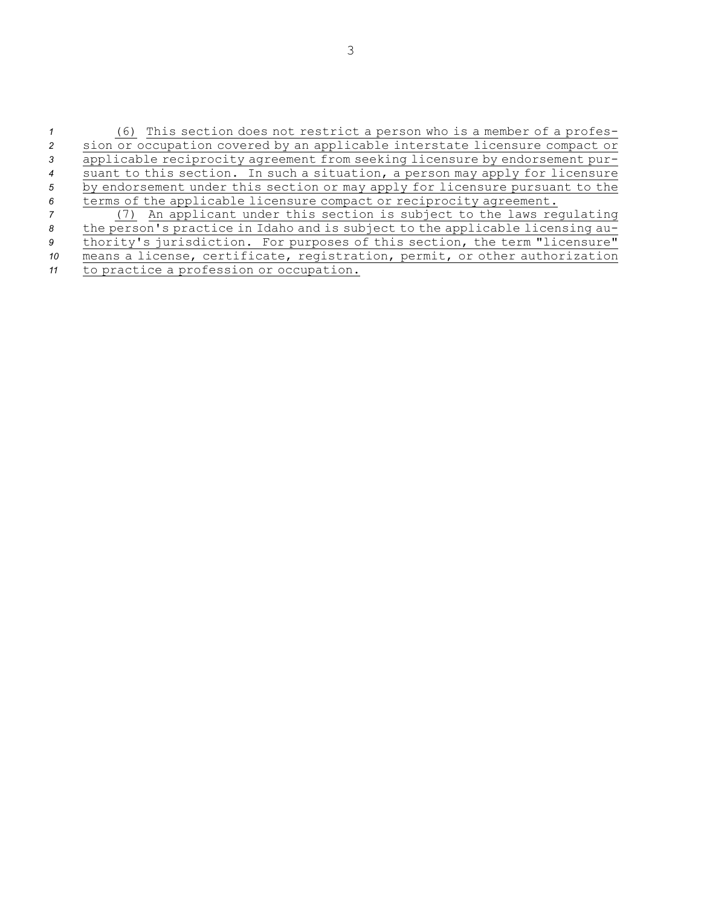(6) This section does not restrict a person who is a member of a profession or occupation covered by an applicable interstate licensure compact or applicable reciprocity agreement from seeking licensure by endorsement pursuant to this section. In such a situation, a person may apply for licensure by endorsement under this section or may apply for licensure pursuant to the terms of the applicable licensure compact or reciprocity agreement.

(7) An applicant under this section is subject to the laws regulating the person's practice in Idaho and is subject to the applicable licensing authority's jurisdiction. For purposes of this section, the term "licensure" means a license, certificate, registration, permit, or other authorization to practice a profession or occupation.